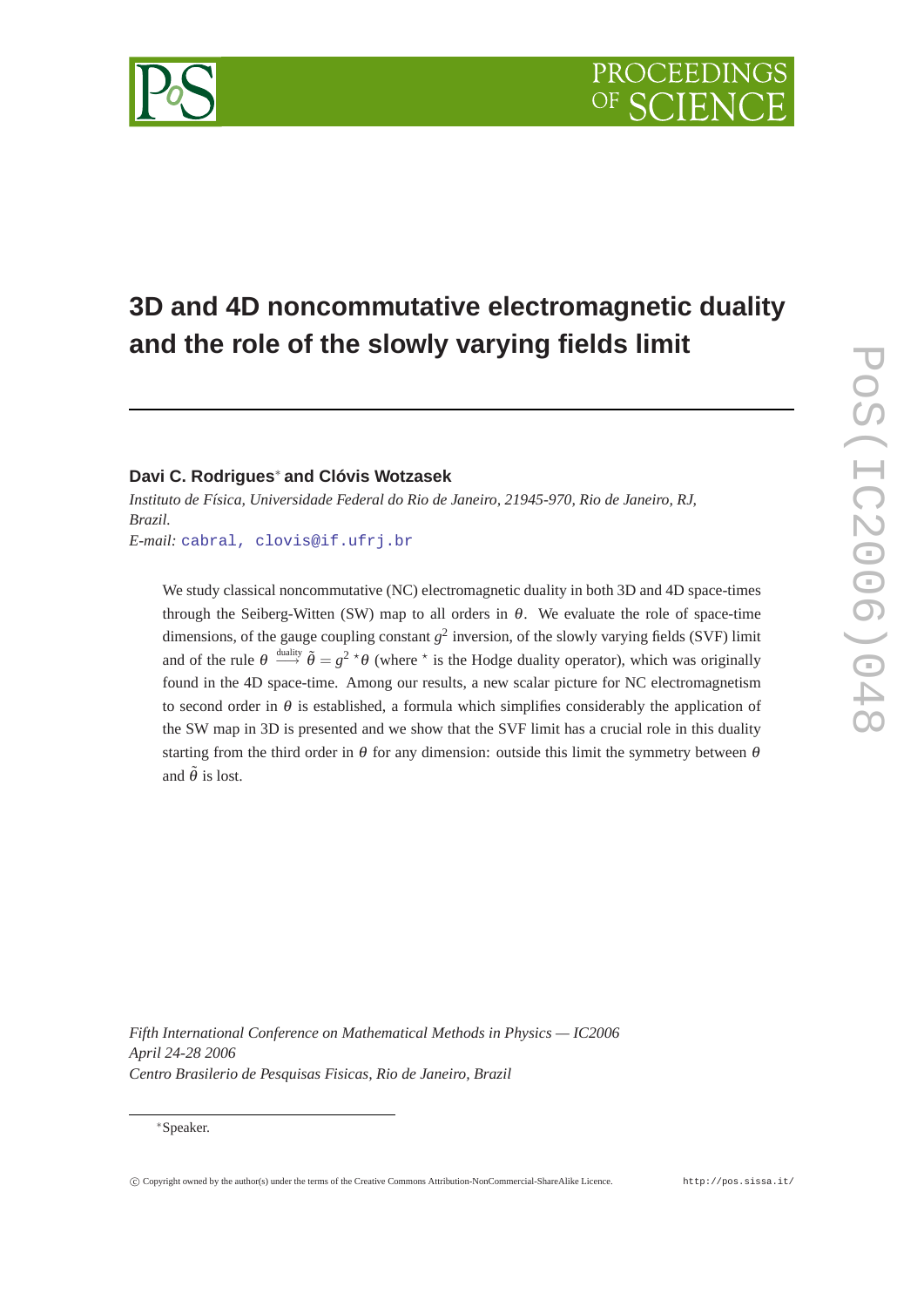# 3D and 4D noncommutative electromagnetic duality and the role of the slowly varying fields limit

**Davi C. Rodrigues*** **and Clóvis Wotzasek**

*Instituto de Física, Universidade Federal do Rio de Janeiro, 21945-970, Rio de Janeiro, RJ, Brazil.*

*E-mail:* cabral, clovis@if.ufrj.br

We study classical noncommutative (NC) electromagnetic duality in both 3D and 4D space-times through the Seiberg-Witten (SW) map to all orders in $\theta$. We evaluate the role of space-time dimensions, of the gauge coupling constant $g^2$ inversion, of the slowly varying fields (SVF) limit and of the rule $\theta \stackrel{\text{duality}}{\longrightarrow} \tilde{\theta} = g^2 \, {}^\star\theta$ (where ${}^\star$ is the Hodge duality operator), which was originally found in the 4D space-time. Among our results, a new scalar picture for NC electromagnetism to second order in $\theta$ is established, a formula which simplifies considerably the application of the SW map in 3D is presented and we show that the SVF limit has a crucial role in this duality starting from the third order in $\theta$ for any dimension: outside this limit the symmetry between $\theta$ and $\tilde{\theta}$ is lost.

*Fifth International Conference on Mathematical Methods in Physics — IC2006*
*April 24-28 2006*
*Centro Brasilerio de Pesquisas Fisicas, Rio de Janeiro, Brazil*

*Speaker.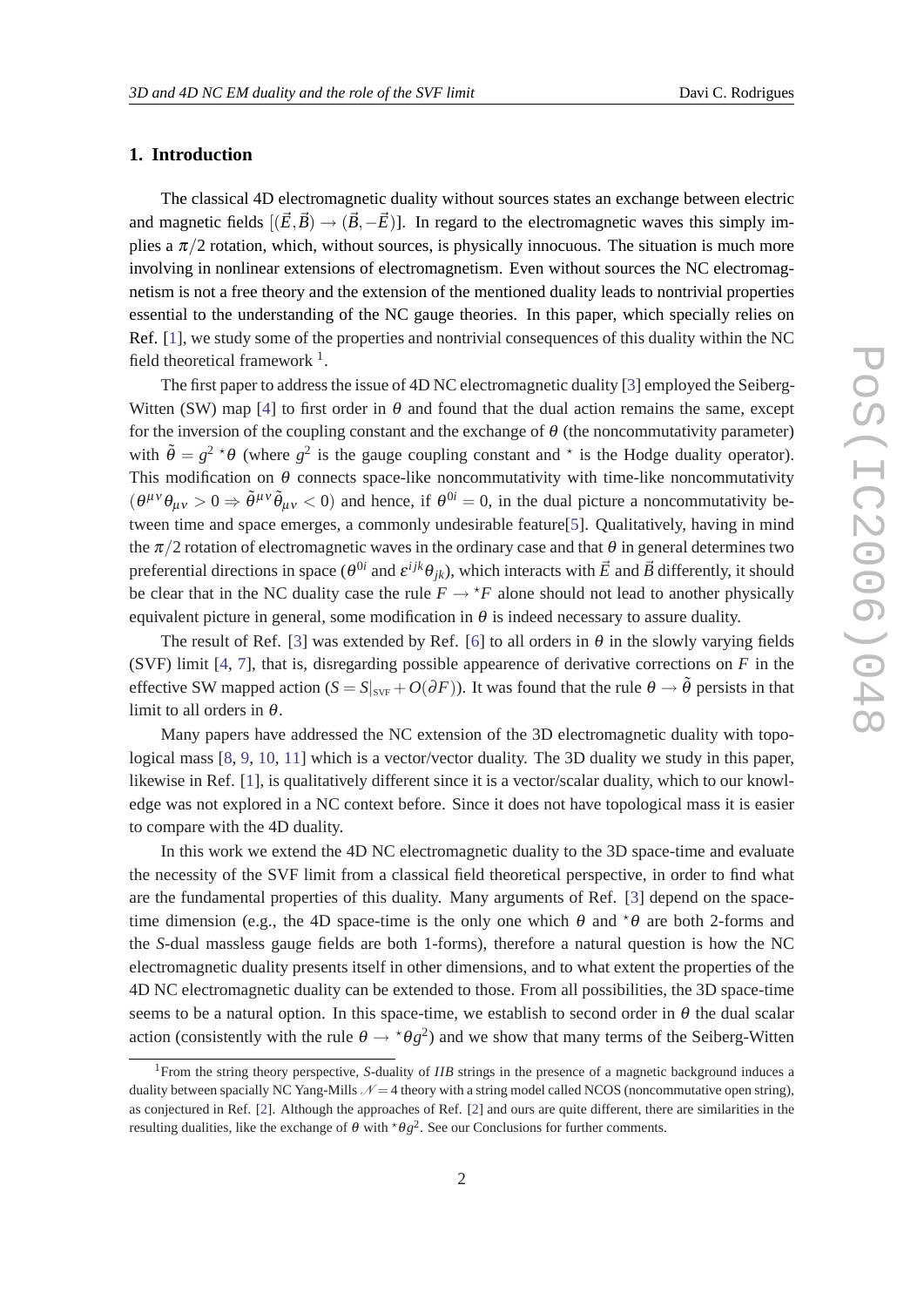## 1. Introduction

The classical 4D electromagnetic duality without sources states an exchange between electric and magnetic fields $[(\vec{E},\vec{B}) \rightarrow (\vec{B},-\vec{E})]$. In regard to the electromagnetic waves this simply implies a $\pi/2$ rotation, which, without sources, is physically innocuous. The situation is much more involving in nonlinear extensions of electromagnetism. Even without sources the NC electromagnetism is not a free theory and the extension of the mentioned duality leads to nontrivial properties essential to the understanding of the NC gauge theories. In this paper, which specially relies on Ref. [1], we study some of the properties and nontrivial consequences of this duality within the NC field theoretical framework [1].

The first paper to address the issue of 4D NC electromagnetic duality [3] employed the Seiberg-Witten (SW) map [4] to first order in $\theta$ and found that the dual action remains the same, except for the inversion of the coupling constant and the exchange of $\theta$ (the noncommutativity parameter) with $\tilde{\theta} = g^2 \, {}^\star\theta$ (where $g^2$ is the gauge coupling constant and ${}^\star$ is the Hodge duality operator). This modification on $\theta$ connects space-like noncommutativity with time-like noncommutativity $(\theta^{\mu\nu}\theta_{\mu\nu} > 0 \Rightarrow \tilde{\theta}^{\mu\nu}\tilde{\theta}_{\mu\nu} < 0)$ and hence, if $\theta^{0i} = 0$, in the dual picture a noncommutativity between time and space emerges, a commonly undesirable feature[5]. Qualitatively, having in mind the $\pi/2$ rotation of electromagnetic waves in the ordinary case and that $\theta$ in general determines two preferential directions in space ($\theta^{0i}$ and $\varepsilon^{ijk}\theta_{jk}$), which interacts with $\vec{E}$ and $\vec{B}$ differently, it should be clear that in the NC duality case the rule $F \rightarrow {}^\star F$ alone should not lead to another physically equivalent picture in general, some modification in $\theta$ is indeed necessary to assure duality.

The result of Ref. [3] was extended by Ref. [6] to all orders in $\theta$ in the slowly varying fields (SVF) limit [4, 7], that is, disregarding possible appearence of derivative corrections on $F$ in the effective SW mapped action ($S = S|_{\text{SVF}} + O(\partial F)$). It was found that the rule $\theta \rightarrow \tilde{\theta}$ persists in that limit to all orders in $\theta$.

Many papers have addressed the NC extension of the 3D electromagnetic duality with topological mass [8, 9, 10, 11] which is a vector/vector duality. The 3D duality we study in this paper, likewise in Ref. [1], is qualitatively different since it is a vector/scalar duality, which to our knowledge was not explored in a NC context before. Since it does not have topological mass it is easier to compare with the 4D duality.

In this work we extend the 4D NC electromagnetic duality to the 3D space-time and evaluate the necessity of the SVF limit from a classical field theoretical perspective, in order to find what are the fundamental properties of this duality. Many arguments of Ref. [3] depend on the space-time dimension (e.g., the 4D space-time is the only one which $\theta$ and ${}^\star\theta$ are both 2-forms and the *S*-dual massless gauge fields are both 1-forms), therefore a natural question is how the NC electromagnetic duality presents itself in other dimensions, and to what extent the properties of the 4D NC electromagnetic duality can be extended to those. From all possibilities, the 3D space-time seems to be a natural option. In this space-time, we establish to second order in $\theta$ the dual scalar action (consistently with the rule $\theta \rightarrow {}^\star\theta g^2$) and we show that many terms of the Seiberg-Witten

---

[1] From the string theory perspective, *S*-duality of *IIB* strings in the presence of a magnetic background induces a duality between spacially NC Yang-Mills $\mathcal{N} = 4$ theory with a string model called NCOS (noncommutative open string), as conjectured in Ref. [2]. Although the approaches of Ref. [2] and ours are quite different, there are similarities in the resulting dualities, like the exchange of $\theta$ with ${}^\star\theta g^2$. See our Conclusions for further comments.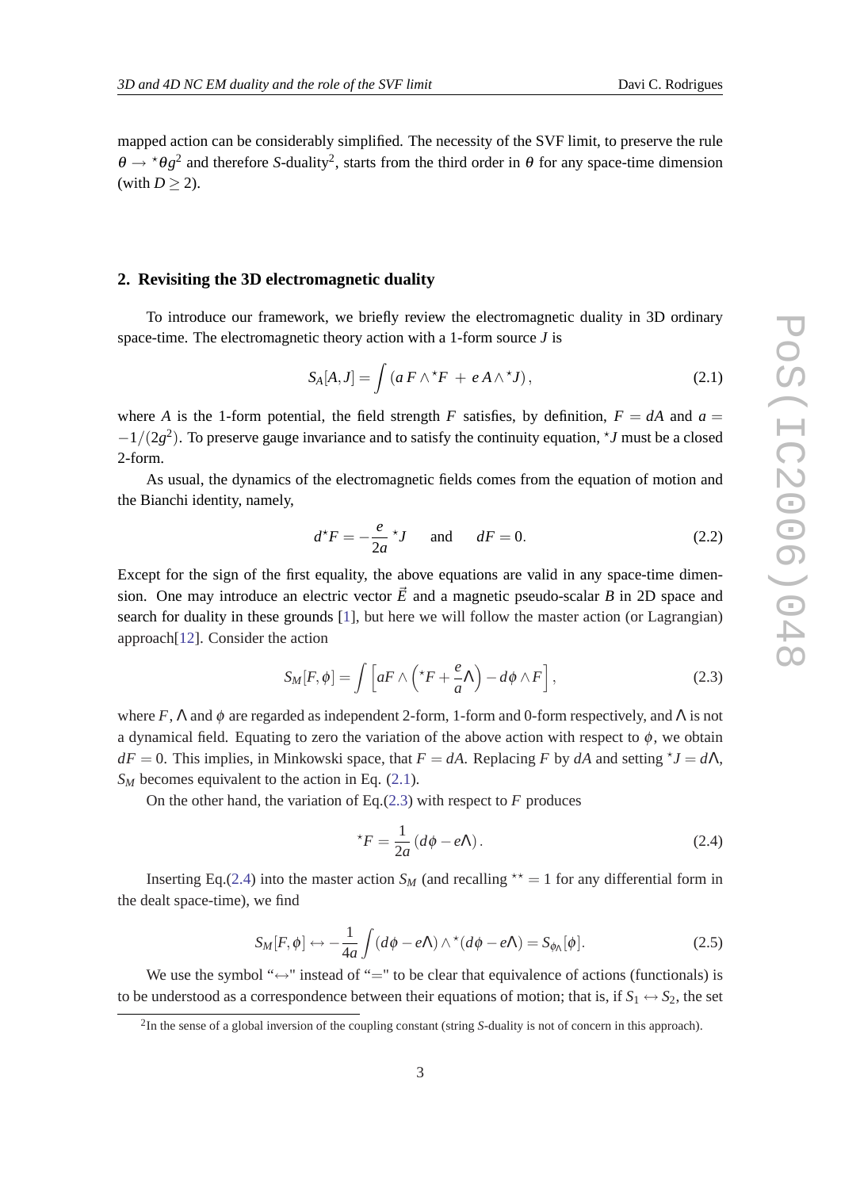mapped action can be considerably simplified. The necessity of the SVF limit, to preserve the rule $\theta \rightarrow {}^\star\theta g^2$ and therefore $S$-duality[2], starts from the third order in $\theta$ for any space-time dimension (with $D \geq 2$).

## 2. Revisiting the 3D electromagnetic duality

To introduce our framework, we briefly review the electromagnetic duality in 3D ordinary space-time. The electromagnetic theory action with a 1-form source $J$ is

$$S_A[A,J] = \int \left(a\, F \wedge {}^\star F \,+\, e\, A \wedge {}^\star J\right), \tag{2.1}$$

where $A$ is the 1-form potential, the field strength $F$ satisfies, by definition, $F = dA$ and $a = -1/(2g^2)$. To preserve gauge invariance and to satisfy the continuity equation, ${}^\star J$ must be a closed 2-form.

As usual, the dynamics of the electromagnetic fields comes from the equation of motion and the Bianchi identity, namely,

$$d^\star F = -\frac{e}{2a}\, {}^\star J \qquad \text{and} \qquad dF = 0. \tag{2.2}$$

Except for the sign of the first equality, the above equations are valid in any space-time dimension. One may introduce an electric vector $\vec{E}$ and a magnetic pseudo-scalar $B$ in 2D space and search for duality in these grounds [1], but here we will follow the master action (or Lagrangian) approach[12]. Consider the action

$$S_M[F,\phi] = \int \left[aF \wedge \left({}^\star F + \frac{e}{a}\Lambda\right) - d\phi \wedge F\right], \tag{2.3}$$

where $F$, $\Lambda$ and $\phi$ are regarded as independent 2-form, 1-form and 0-form respectively, and $\Lambda$ is not a dynamical field. Equating to zero the variation of the above action with respect to $\phi$, we obtain $dF = 0$. This implies, in Minkowski space, that $F = dA$. Replacing $F$ by $dA$ and setting ${}^\star J = d\Lambda$, $S_M$ becomes equivalent to the action in Eq. (2.1).

On the other hand, the variation of Eq.(2.3) with respect to $F$ produces

$${}^\star F = \frac{1}{2a}\left(d\phi - e\Lambda\right). \tag{2.4}$$

Inserting Eq.(2.4) into the master action $S_M$ (and recalling ${}^{\star\star} = 1$ for any differential form in the dealt space-time), we find

$$S_M[F,\phi] \leftrightarrow -\frac{1}{4a}\int (d\phi - e\Lambda) \wedge {}^\star(d\phi - e\Lambda) = S_{\phi_\Lambda}[\phi]. \tag{2.5}$$

We use the symbol "$\leftrightarrow$" instead of "$=$" to be clear that equivalence of actions (functionals) is to be understood as a correspondence between their equations of motion; that is, if $S_1 \leftrightarrow S_2$, the set

[2] In the sense of a global inversion of the coupling constant (string $S$-duality is not of concern in this approach).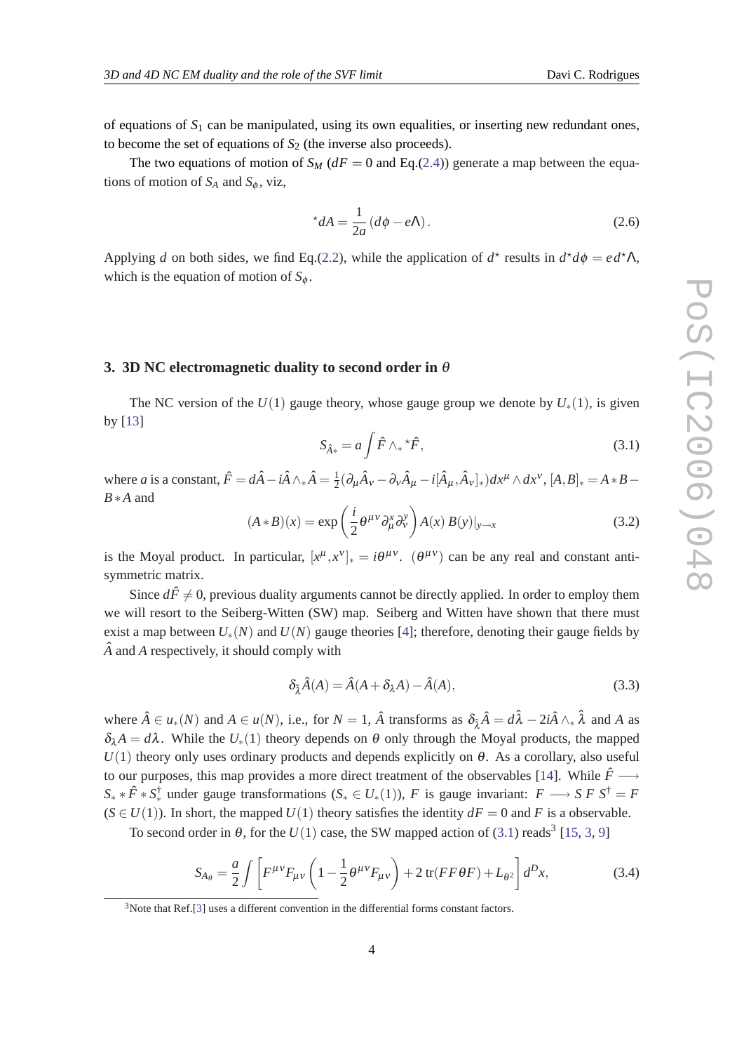of equations of $S_1$ can be manipulated, using its own equalities, or inserting new redundant ones, to become the set of equations of $S_2$ (the inverse also proceeds).

The two equations of motion of $S_M$ ($dF = 0$ and Eq.(2.4)) generate a map between the equations of motion of $S_A$ and $S_\phi$, viz,

$$^\star dA = \frac{1}{2a}(d\phi - e\Lambda). \tag{2.6}$$

Applying $d$ on both sides, we find Eq.(2.2), while the application of $d^\star$ results in $d^\star d\phi = e\, d^\star\Lambda$, which is the equation of motion of $S_\phi$.

## 3. 3D NC electromagnetic duality to second order in $\theta$

The NC version of the $U(1)$ gauge theory, whose gauge group we denote by $U_*(1)$, is given by [13]

$$S_{\hat{A}*} = a\int \hat{F}\wedge_* {}^\star\hat{F}, \tag{3.1}$$

where $a$ is a constant, $\hat{F} = d\hat{A} - i\hat{A}\wedge_*\hat{A} = \frac{1}{2}(\partial_\mu\hat{A}_\nu - \partial_\nu\hat{A}_\mu - i[\hat{A}_\mu,\hat{A}_\nu]_*)dx^\mu\wedge dx^\nu$, $[A,B]_* = A*B - B*A$ and

$$(A*B)(x) = \exp\left(\frac{i}{2}\theta^{\mu\nu}\partial^x_\mu\partial^y_\nu\right)A(x)\,B(y)|_{y\to x} \tag{3.2}$$

is the Moyal product. In particular, $[x^\mu, x^\nu]_* = i\theta^{\mu\nu}$. $(\theta^{\mu\nu})$ can be any real and constant anti-symmetric matrix.

Since $d\hat{F}\neq 0$, previous duality arguments cannot be directly applied. In order to employ them we will resort to the Seiberg-Witten (SW) map. Seiberg and Witten have shown that there must exist a map between $U_*(N)$ and $U(N)$ gauge theories [4]; therefore, denoting their gauge fields by $\hat{A}$ and $A$ respectively, it should comply with

$$\delta_{\hat{\lambda}}\hat{A}(A) = \hat{A}(A+\delta_\lambda A) - \hat{A}(A), \tag{3.3}$$

where $\hat{A}\in u_*(N)$ and $A\in u(N)$, i.e., for $N=1$, $\hat{A}$ transforms as $\delta_{\hat{\lambda}}\hat{A} = d\hat{\lambda} - 2i\hat{A}\wedge_*\hat{\lambda}$ and $A$ as $\delta_\lambda A = d\lambda$. While the $U_*(1)$ theory depends on $\theta$ only through the Moyal products, the mapped $U(1)$ theory only uses ordinary products and depends explicitly on $\theta$. As a corollary, also useful to our purposes, this map provides a more direct treatment of the observables [14]. While $\hat{F}\longrightarrow S_* * \hat{F} * S_*^\dagger$ under gauge transformations ($S_*\in U_*(1)$), $F$ is gauge invariant: $F\longrightarrow S\,F\,S^\dagger = F$ ($S\in U(1)$). In short, the mapped $U(1)$ theory satisfies the identity $dF=0$ and $F$ is a observable.

To second order in $\theta$, for the $U(1)$ case, the SW mapped action of (3.1) reads[3] [15, 3, 9]

$$S_{A_\theta} = \frac{a}{2}\int\left[F^{\mu\nu}F_{\mu\nu}\left(1 - \frac{1}{2}\theta^{\mu\nu}F_{\mu\nu}\right) + 2\,\mathrm{tr}(FF\theta F) + L_{\theta^2}\right]d^Dx, \tag{3.4}$$

[3] Note that Ref.[3] uses a different convention in the differential forms constant factors.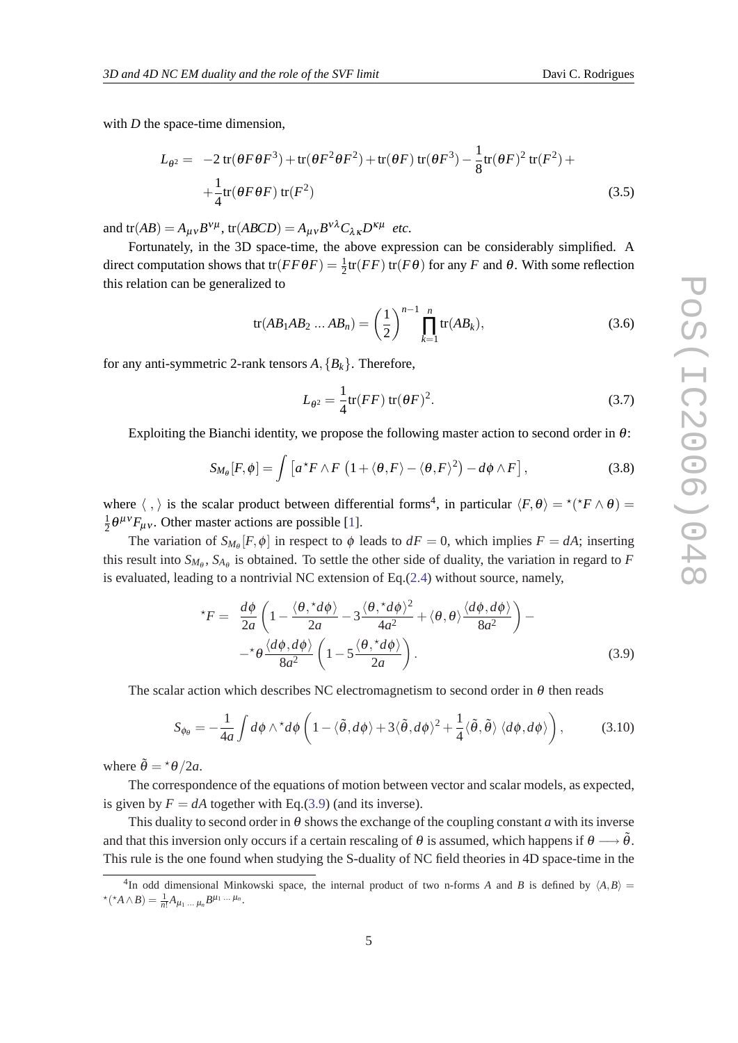with $D$ the space-time dimension,

$$
\begin{aligned}
L_{\theta^2} = \; & -2\,\mathrm{tr}(\theta F \theta F^3) + \mathrm{tr}(\theta F^2 \theta F^2) + \mathrm{tr}(\theta F)\,\mathrm{tr}(\theta F^3) - \frac{1}{8}\mathrm{tr}(\theta F)^2\,\mathrm{tr}(F^2) + \\
& + \frac{1}{4}\mathrm{tr}(\theta F \theta F)\,\mathrm{tr}(F^2)
\end{aligned}
\tag{3.5}
$$

and $\mathrm{tr}(AB) = A_{\mu\nu}B^{\nu\mu}$, $\mathrm{tr}(ABCD) = A_{\mu\nu}B^{\nu\lambda}C_{\lambda\kappa}D^{\kappa\mu}$ *etc.*

Fortunately, in the 3D space-time, the above expression can be considerably simplified. A direct computation shows that $\mathrm{tr}(FF\theta F) = \frac{1}{2}\mathrm{tr}(FF)\,\mathrm{tr}(F\theta)$ for any $F$ and $\theta$. With some reflection this relation can be generalized to

$$
\mathrm{tr}(AB_1AB_2\,...\,AB_n) = \left(\frac{1}{2}\right)^{n-1}\prod_{k=1}^{n}\mathrm{tr}(AB_k), \tag{3.6}
$$

for any anti-symmetric 2-rank tensors $A, \{B_k\}$. Therefore,

$$
L_{\theta^2} = \frac{1}{4}\mathrm{tr}(FF)\,\mathrm{tr}(\theta F)^2. \tag{3.7}
$$

Exploiting the Bianchi identity, we propose the following master action to second order in $\theta$:

$$
S_{M_\theta}[F,\phi] = \int \left[a\,{}^\star F \wedge F\left(1 + \langle\theta, F\rangle - \langle\theta, F\rangle^2\right) - d\phi \wedge F\right], \tag{3.8}
$$

where $\langle\,,\rangle$ is the scalar product between differential forms[4], in particular $\langle F, \theta\rangle = {}^\star({}^\star F \wedge \theta) = \frac{1}{2}\theta^{\mu\nu}F_{\mu\nu}$. Other master actions are possible [1].

The variation of $S_{M_\theta}[F,\phi]$ in respect to $\phi$ leads to $dF = 0$, which implies $F = dA$; inserting this result into $S_{M_\theta}$, $S_{A_\theta}$ is obtained. To settle the other side of duality, the variation in regard to $F$ is evaluated, leading to a nontrivial NC extension of Eq.(2.4) without source, namely,

$$
\begin{aligned}
{}^\star F = \; & \frac{d\phi}{2a}\left(1 - \frac{\langle\theta, {}^\star d\phi\rangle}{2a} - 3\frac{\langle\theta, {}^\star d\phi\rangle^2}{4a^2} + \langle\theta,\theta\rangle\frac{\langle d\phi, d\phi\rangle}{8a^2}\right) - \\
& - {}^\star\theta\frac{\langle d\phi, d\phi\rangle}{8a^2}\left(1 - 5\frac{\langle\theta, {}^\star d\phi\rangle}{2a}\right).
\end{aligned}
\tag{3.9}
$$

The scalar action which describes NC electromagnetism to second order in $\theta$ then reads

$$
S_{\phi_\theta} = -\frac{1}{4a}\int d\phi \wedge {}^\star d\phi\left(1 - \langle\tilde\theta, d\phi\rangle + 3\langle\tilde\theta, d\phi\rangle^2 + \frac{1}{4}\langle\tilde\theta,\tilde\theta\rangle\,\langle d\phi, d\phi\rangle\right), \tag{3.10}
$$

where $\tilde\theta = {}^\star\theta/2a$.

The correspondence of the equations of motion between vector and scalar models, as expected, is given by $F = dA$ together with Eq.(3.9) (and its inverse).

This duality to second order in $\theta$ shows the exchange of the coupling constant $a$ with its inverse and that this inversion only occurs if a certain rescaling of $\theta$ is assumed, which happens if $\theta \longrightarrow \tilde\theta$. This rule is the one found when studying the S-duality of NC field theories in 4D space-time in the

[4] In odd dimensional Minkowski space, the internal product of two n-forms $A$ and $B$ is defined by $\langle A, B\rangle = {}^\star({}^\star A \wedge B) = \frac{1}{n!}A_{\mu_1\,...\,\mu_n}B^{\mu_1\,...\,\mu_n}$.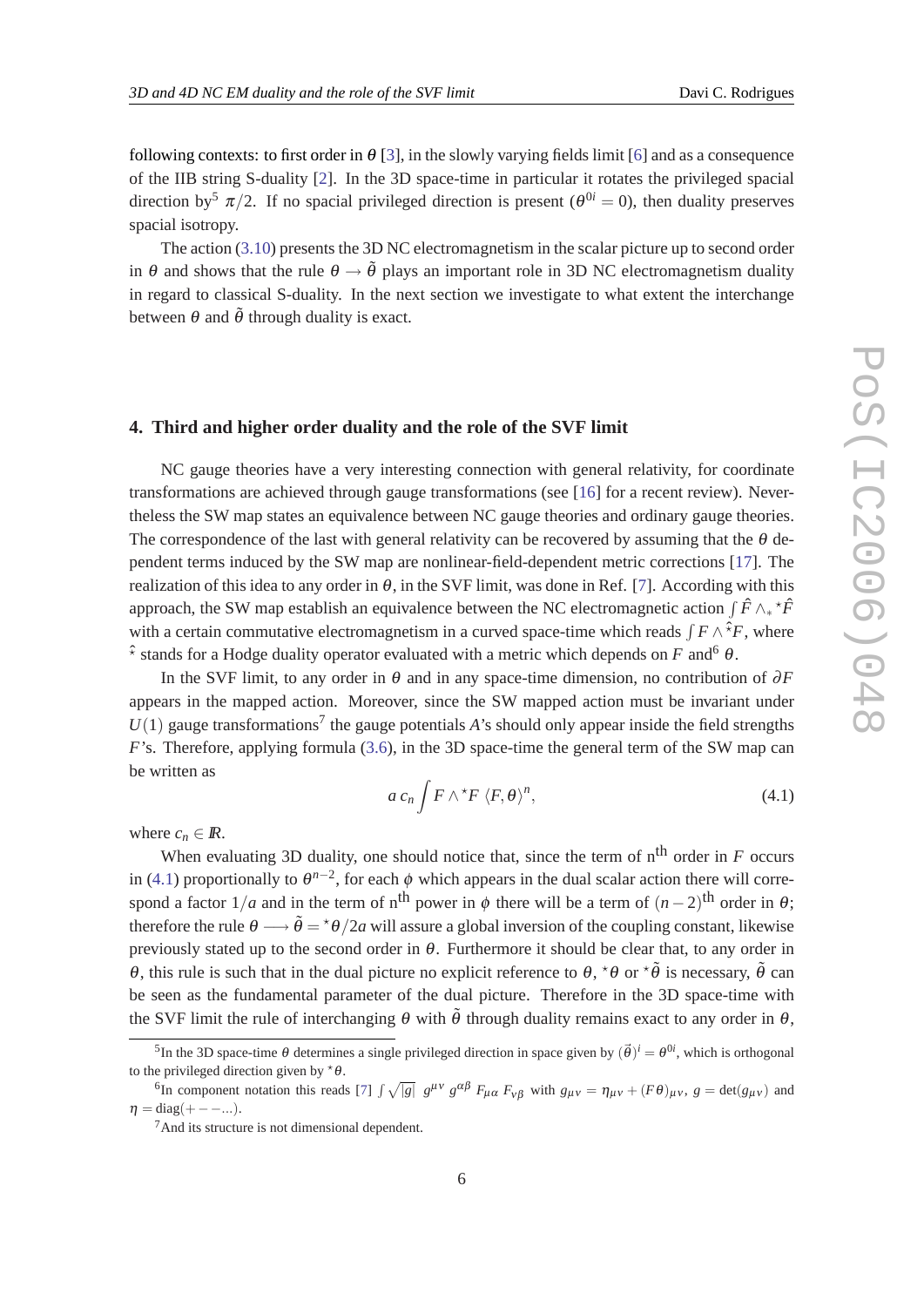following contexts: to first order in $\theta$ [3], in the slowly varying fields limit [6] and as a consequence of the IIB string S-duality [2]. In the 3D space-time in particular it rotates the privileged spacial direction by[5] $\pi/2$. If no spacial privileged direction is present ($\theta^{0i} = 0$), then duality preserves spacial isotropy.

The action (3.10) presents the 3D NC electromagnetism in the scalar picture up to second order in $\theta$ and shows that the rule $\theta \rightarrow \tilde{\theta}$ plays an important role in 3D NC electromagnetism duality in regard to classical S-duality. In the next section we investigate to what extent the interchange between $\theta$ and $\tilde{\theta}$ through duality is exact.

## 4. Third and higher order duality and the role of the SVF limit

NC gauge theories have a very interesting connection with general relativity, for coordinate transformations are achieved through gauge transformations (see [16] for a recent review). Nevertheless the SW map states an equivalence between NC gauge theories and ordinary gauge theories. The correspondence of the last with general relativity can be recovered by assuming that the $\theta$ dependent terms induced by the SW map are nonlinear-field-dependent metric corrections [17]. The realization of this idea to any order in $\theta$, in the SVF limit, was done in Ref. [7]. According with this approach, the SW map establish an equivalence between the NC electromagnetic action $\int \hat{F} \wedge_* {}^\star\hat{F}$ with a certain commutative electromagnetism in a curved space-time which reads $\int F \wedge \hat{{}^\star} F$, where $\hat{{}^\star}$ stands for a Hodge duality operator evaluated with a metric which depends on $F$ and[6] $\theta$.

In the SVF limit, to any order in $\theta$ and in any space-time dimension, no contribution of $\partial F$ appears in the mapped action. Moreover, since the SW mapped action must be invariant under $U(1)$ gauge transformations[7] the gauge potentials $A$'s should only appear inside the field strengths $F$'s. Therefore, applying formula (3.6), in the 3D space-time the general term of the SW map can be written as

$$a\, c_n \int F \wedge {}^\star F \, \langle F, \theta \rangle^n, \tag{4.1}$$

where $c_n \in I\!R$.

When evaluating 3D duality, one should notice that, since the term of n$^{\text{th}}$ order in $F$ occurs in (4.1) proportionally to $\theta^{n-2}$, for each $\phi$ which appears in the dual scalar action there will correspond a factor $1/a$ and in the term of n$^{\text{th}}$ power in $\phi$ there will be a term of $(n-2)^{\text{th}}$ order in $\theta$; therefore the rule $\theta \longrightarrow \tilde{\theta} = {}^\star\theta/2a$ will assure a global inversion of the coupling constant, likewise previously stated up to the second order in $\theta$. Furthermore it should be clear that, to any order in $\theta$, this rule is such that in the dual picture no explicit reference to $\theta$, ${}^\star\theta$ or ${}^\star\tilde{\theta}$ is necessary, $\tilde{\theta}$ can be seen as the fundamental parameter of the dual picture. Therefore in the 3D space-time with the SVF limit the rule of interchanging $\theta$ with $\tilde{\theta}$ through duality remains exact to any order in $\theta$,

---

[5] In the 3D space-time $\theta$ determines a single privileged direction in space given by $(\vec{\theta})^i = \theta^{0i}$, which is orthogonal to the privileged direction given by ${}^\star\theta$.

[6] In component notation this reads [7] $\int \sqrt{|g|}\;\; g^{\mu\nu}\; g^{\alpha\beta}\; F_{\mu\alpha}\; F_{\nu\beta}$ with $g_{\mu\nu} = \eta_{\mu\nu} + (F\theta)_{\mu\nu}$, $g = \det(g_{\mu\nu})$ and $\eta = \text{diag}(+--...)$.

[7] And its structure is not dimensional dependent.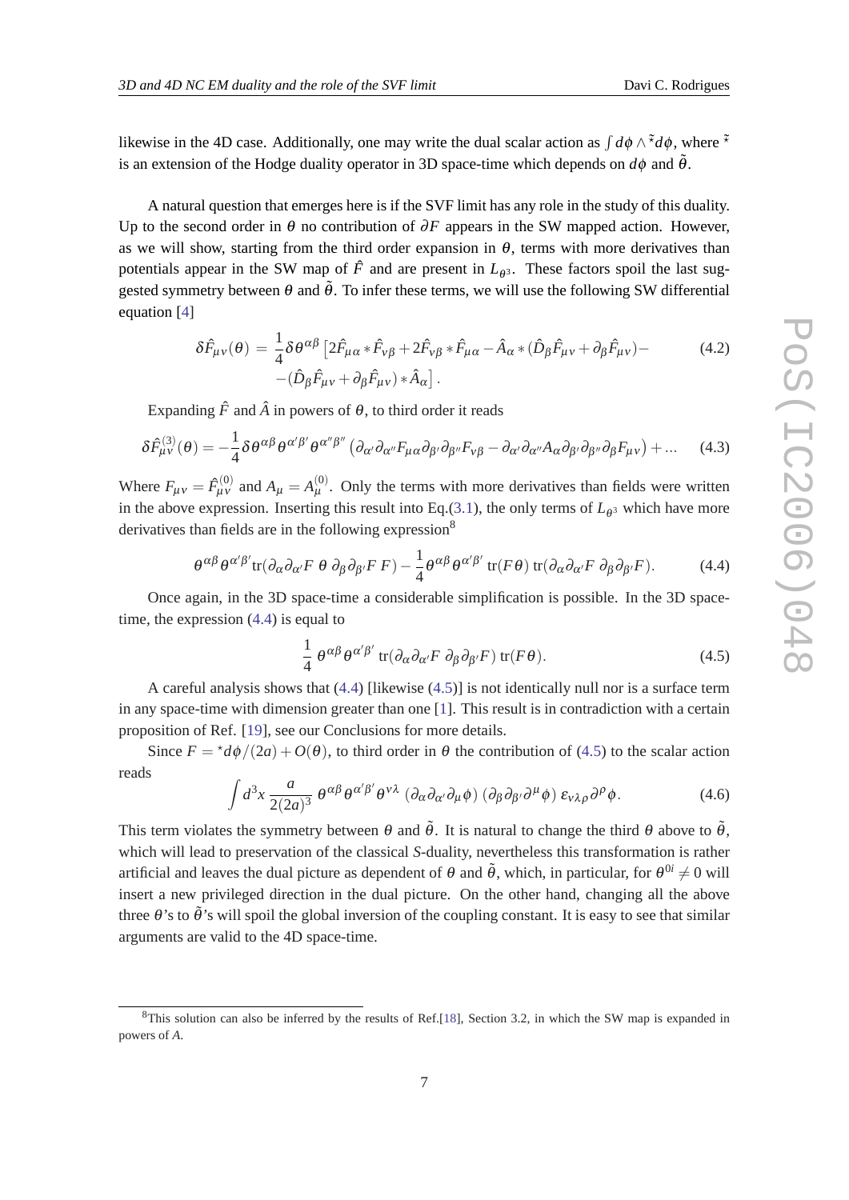likewise in the 4D case. Additionally, one may write the dual scalar action as $\int d\phi \wedge \tilde{\star} d\phi$, where $\tilde{\star}$ is an extension of the Hodge duality operator in 3D space-time which depends on $d\phi$ and $\tilde{\theta}$.

A natural question that emerges here is if the SVF limit has any role in the study of this duality. Up to the second order in $\theta$ no contribution of $\partial F$ appears in the SW mapped action. However, as we will show, starting from the third order expansion in $\theta$, terms with more derivatives than potentials appear in the SW map of $\hat{F}$ and are present in $L_{\theta^3}$. These factors spoil the last suggested symmetry between $\theta$ and $\tilde{\theta}$. To infer these terms, we will use the following SW differential equation [4]

$$
\begin{aligned}
\delta \hat{F}_{\mu\nu}(\theta) = \frac{1}{4}\delta\theta^{\alpha\beta}\big[&2\hat{F}_{\mu\alpha} * \hat{F}_{\nu\beta} + 2\hat{F}_{\nu\beta} * \hat{F}_{\mu\alpha} - \hat{A}_\alpha * (\hat{D}_\beta \hat{F}_{\mu\nu} + \partial_\beta \hat{F}_{\mu\nu}) - \\
&-(\hat{D}_\beta \hat{F}_{\mu\nu} + \partial_\beta \hat{F}_{\mu\nu}) * \hat{A}_\alpha\big]. 
\end{aligned} \tag{4.2}
$$

Expanding $\hat{F}$ and $\hat{A}$ in powers of $\theta$, to third order it reads

$$
\delta \hat{F}^{(3)}_{\mu\nu}(\theta) = -\frac{1}{4}\delta\theta^{\alpha\beta}\theta^{\alpha'\beta'}\theta^{\alpha''\beta''}\left(\partial_{\alpha'}\partial_{\alpha''}F_{\mu\alpha}\partial_{\beta'}\partial_{\beta''}F_{\nu\beta} - \partial_{\alpha'}\partial_{\alpha''}A_\alpha\partial_{\beta'}\partial_{\beta''}\partial_\beta F_{\mu\nu}\right) + \ldots \tag{4.3}
$$

Where $F_{\mu\nu} = \hat{F}^{(0)}_{\mu\nu}$ and $A_\mu = A^{(0)}_\mu$. Only the terms with more derivatives than fields were written in the above expression. Inserting this result into Eq.(3.1), the only terms of $L_{\theta^3}$ which have more derivatives than fields are in the following expression[8]

$$
\theta^{\alpha\beta}\theta^{\alpha'\beta'}\mathrm{tr}(\partial_\alpha\partial_{\alpha'}F\;\theta\;\partial_\beta\partial_{\beta'}F\;F) - \frac{1}{4}\theta^{\alpha\beta}\theta^{\alpha'\beta'}\,\mathrm{tr}(F\theta)\,\mathrm{tr}(\partial_\alpha\partial_{\alpha'}F\;\partial_\beta\partial_{\beta'}F). \tag{4.4}
$$

Once again, in the 3D space-time a considerable simplification is possible. In the 3D space-time, the expression (4.4) is equal to

$$
\frac{1}{4}\;\theta^{\alpha\beta}\theta^{\alpha'\beta'}\;\mathrm{tr}(\partial_\alpha\partial_{\alpha'}F\;\partial_\beta\partial_{\beta'}F)\;\mathrm{tr}(F\theta). \tag{4.5}
$$

A careful analysis shows that (4.4) [likewise (4.5)] is not identically null nor is a surface term in any space-time with dimension greater than one [1]. This result is in contradiction with a certain proposition of Ref. [19], see our Conclusions for more details.

Since $F = {}^\star d\phi/(2a) + O(\theta)$, to third order in $\theta$ the contribution of (4.5) to the scalar action reads

$$
\int d^3x\;\frac{a}{2(2a)^3}\;\theta^{\alpha\beta}\theta^{\alpha'\beta'}\theta^{\nu\lambda}\;(\partial_\alpha\partial_{\alpha'}\partial_\mu\phi)\;(\partial_\beta\partial_{\beta'}\partial^\mu\phi)\;\varepsilon_{\nu\lambda\rho}\partial^\rho\phi. \tag{4.6}
$$

This term violates the symmetry between $\theta$ and $\tilde{\theta}$. It is natural to change the third $\theta$ above to $\tilde{\theta}$, which will lead to preservation of the classical *S*-duality, nevertheless this transformation is rather artificial and leaves the dual picture as dependent of $\theta$ and $\tilde{\theta}$, which, in particular, for $\theta^{0i} \neq 0$ will insert a new privileged direction in the dual picture. On the other hand, changing all the above three $\theta$'s to $\tilde{\theta}$'s will spoil the global inversion of the coupling constant. It is easy to see that similar arguments are valid to the 4D space-time.

---

[8] This solution can also be inferred by the results of Ref.[18], Section 3.2, in which the SW map is expanded in powers of *A*.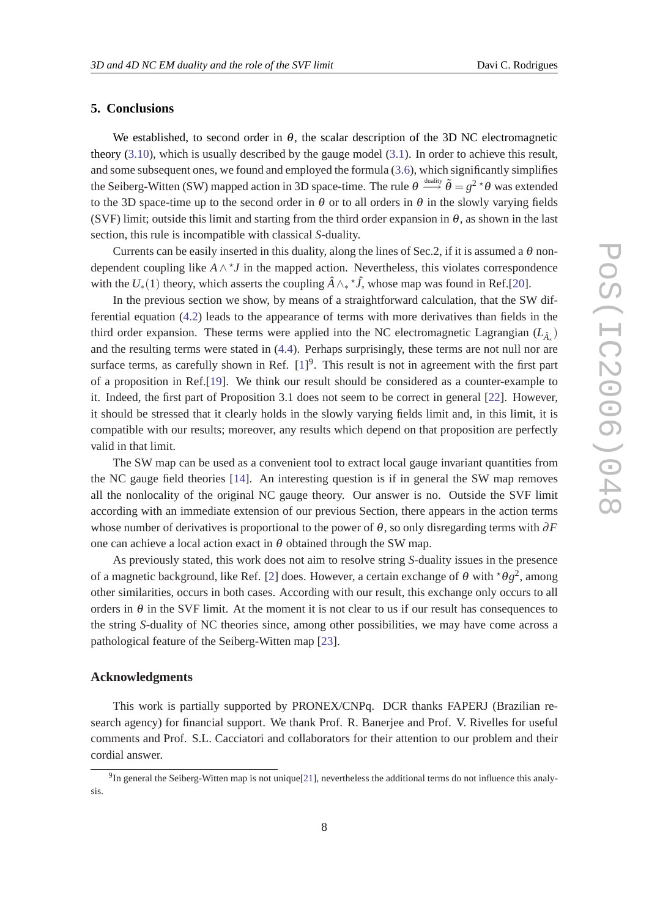## 5. Conclusions

We established, to second order in $\theta$, the scalar description of the 3D NC electromagnetic theory (3.10), which is usually described by the gauge model (3.1). In order to achieve this result, and some subsequent ones, we found and employed the formula (3.6), which significantly simplifies the Seiberg-Witten (SW) mapped action in 3D space-time. The rule $\theta \overset{\text{duality}}{\longrightarrow} \tilde{\theta} = g^2 \, {}^{\star}\theta$ was extended to the 3D space-time up to the second order in $\theta$ or to all orders in $\theta$ in the slowly varying fields (SVF) limit; outside this limit and starting from the third order expansion in $\theta$, as shown in the last section, this rule is incompatible with classical *S*-duality.

Currents can be easily inserted in this duality, along the lines of Sec.2, if it is assumed a $\theta$ non-dependent coupling like $A \wedge {}^{\star}J$ in the mapped action. Nevertheless, this violates correspondence with the $U_*(1)$ theory, which asserts the coupling $\hat{A} \wedge_* {}^{\star}\hat{J}$, whose map was found in Ref.[20].

In the previous section we show, by means of a straightforward calculation, that the SW differential equation (4.2) leads to the appearance of terms with more derivatives than fields in the third order expansion. These terms were applied into the NC electromagnetic Lagrangian ($L_{\hat{A}_*}$) and the resulting terms were stated in (4.4). Perhaps surprisingly, these terms are not null nor are surface terms, as carefully shown in Ref. [1][9]. This result is not in agreement with the first part of a proposition in Ref.[19]. We think our result should be considered as a counter-example to it. Indeed, the first part of Proposition 3.1 does not seem to be correct in general [22]. However, it should be stressed that it clearly holds in the slowly varying fields limit and, in this limit, it is compatible with our results; moreover, any results which depend on that proposition are perfectly valid in that limit.

The SW map can be used as a convenient tool to extract local gauge invariant quantities from the NC gauge field theories [14]. An interesting question is if in general the SW map removes all the nonlocality of the original NC gauge theory. Our answer is no. Outside the SVF limit according with an immediate extension of our previous Section, there appears in the action terms whose number of derivatives is proportional to the power of $\theta$, so only disregarding terms with $\partial F$ one can achieve a local action exact in $\theta$ obtained through the SW map.

As previously stated, this work does not aim to resolve string *S*-duality issues in the presence of a magnetic background, like Ref. [2] does. However, a certain exchange of $\theta$ with ${}^{\star}\theta g^2$, among other similarities, occurs in both cases. According with our result, this exchange only occurs to all orders in $\theta$ in the SVF limit. At the moment it is not clear to us if our result has consequences to the string *S*-duality of NC theories since, among other possibilities, we may have come across a pathological feature of the Seiberg-Witten map [23].

## Acknowledgments

This work is partially supported by PRONEX/CNPq. DCR thanks FAPERJ (Brazilian research agency) for financial support. We thank Prof. R. Banerjee and Prof. V. Rivelles for useful comments and Prof. S.L. Cacciatori and collaborators for their attention to our problem and their cordial answer.

---

[9] In general the Seiberg-Witten map is not unique[21], nevertheless the additional terms do not influence this analysis.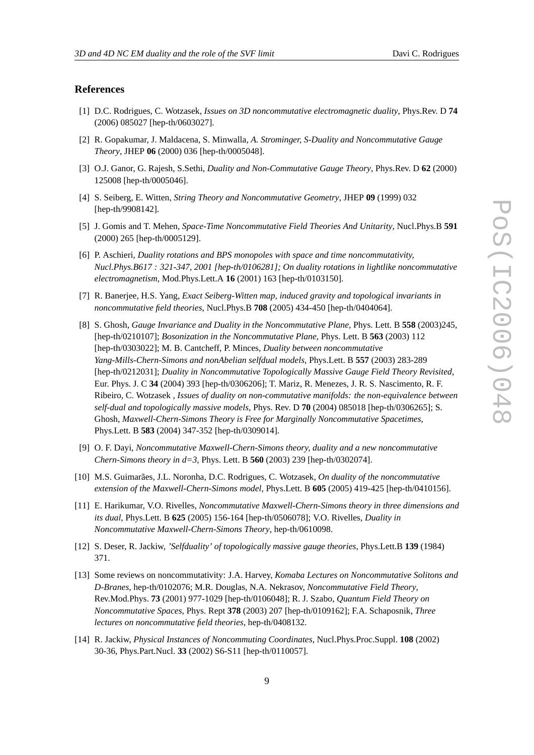## References

[1] D.C. Rodrigues, C. Wotzasek, *Issues on 3D noncommutative electromagnetic duality*, Phys.Rev. D **74** (2006) 085027 [hep-th/0603027].

[2] R. Gopakumar, J. Maldacena, S. Minwalla, *A. Strominger, S-Duality and Noncommutative Gauge Theory*, JHEP **06** (2000) 036 [hep-th/0005048].

[3] O.J. Ganor, G. Rajesh, S.Sethi, *Duality and Non-Commutative Gauge Theory*, Phys.Rev. D **62** (2000) 125008 [hep-th/0005046].

[4] S. Seiberg, E. Witten, *String Theory and Noncommutative Geometry*, JHEP **09** (1999) 032 [hep-th/9908142].

[5] J. Gomis and T. Mehen, *Space-Time Noncommutative Field Theories And Unitarity*, Nucl.Phys.B **591** (2000) 265 [hep-th/0005129].

[6] P. Aschieri, *Duality rotations and BPS monopoles with space and time noncommutativity, Nucl.Phys.B617 : 321-347, 2001 [hep-th/0106281]; On duality rotations in lightlike noncommutative electromagnetism*, Mod.Phys.Lett.A **16** (2001) 163 [hep-th/0103150].

[7] R. Banerjee, H.S. Yang, *Exact Seiberg-Witten map, induced gravity and topological invariants in noncommutative field theories*, Nucl.Phys.B **708** (2005) 434-450 [hep-th/0404064].

[8] S. Ghosh, *Gauge Invariance and Duality in the Noncommutative Plane*, Phys. Lett. B **558** (2003)245, [hep-th/0210107]; *Bosonization in the Noncommutative Plane*, Phys. Lett. B **563** (2003) 112 [hep-th/0303022]; M. B. Cantcheff, P. Minces, *Duality between noncommutative Yang-Mills-Chern-Simons and nonAbelian selfdual models*, Phys.Lett. B **557** (2003) 283-289 [hep-th/0212031]; *Duality in Noncommutative Topologically Massive Gauge Field Theory Revisited*, Eur. Phys. J. C **34** (2004) 393 [hep-th/0306206]; T. Mariz, R. Menezes, J. R. S. Nascimento, R. F. Ribeiro, C. Wotzasek , *Issues of duality on non-commutative manifolds: the non-equivalence between self-dual and topologically massive models*, Phys. Rev. D **70** (2004) 085018 [hep-th/0306265]; S. Ghosh, *Maxwell-Chern-Simons Theory is Free for Marginally Noncommutative Spacetimes*, Phys.Lett. B **583** (2004) 347-352 [hep-th/0309014].

[9] O. F. Dayi, *Noncommutative Maxwell-Chern-Simons theory, duality and a new noncommutative Chern-Simons theory in d=3*, Phys. Lett. B **560** (2003) 239 [hep-th/0302074].

[10] M.S. Guimarães, J.L. Noronha, D.C. Rodrigues, C. Wotzasek, *On duality of the noncommutative extension of the Maxwell-Chern-Simons model*, Phys.Lett. B **605** (2005) 419-425 [hep-th/0410156].

[11] E. Harikumar, V.O. Rivelles, *Noncommutative Maxwell-Chern-Simons theory in three dimensions and its dual*, Phys.Lett. B **625** (2005) 156-164 [hep-th/0506078]; V.O. Rivelles, *Duality in Noncommutative Maxwell-Chern-Simons Theory*, hep-th/0610098.

[12] S. Deser, R. Jackiw, *'Selfduality' of topologically massive gauge theories*, Phys.Lett.B **139** (1984) 371.

[13] Some reviews on noncommutativity: J.A. Harvey, *Komaba Lectures on Noncommutative Solitons and D-Branes*, hep-th/0102076; M.R. Douglas, N.A. Nekrasov, *Noncommutative Field Theory*, Rev.Mod.Phys. **73** (2001) 977-1029 [hep-th/0106048]; R. J. Szabo, *Quantum Field Theory on Noncommutative Spaces*, Phys. Rept **378** (2003) 207 [hep-th/0109162]; F.A. Schaposnik, *Three lectures on noncommutative field theories*, hep-th/0408132.

[14] R. Jackiw, *Physical Instances of Noncommuting Coordinates*, Nucl.Phys.Proc.Suppl. **108** (2002) 30-36, Phys.Part.Nucl. **33** (2002) S6-S11 [hep-th/0110057].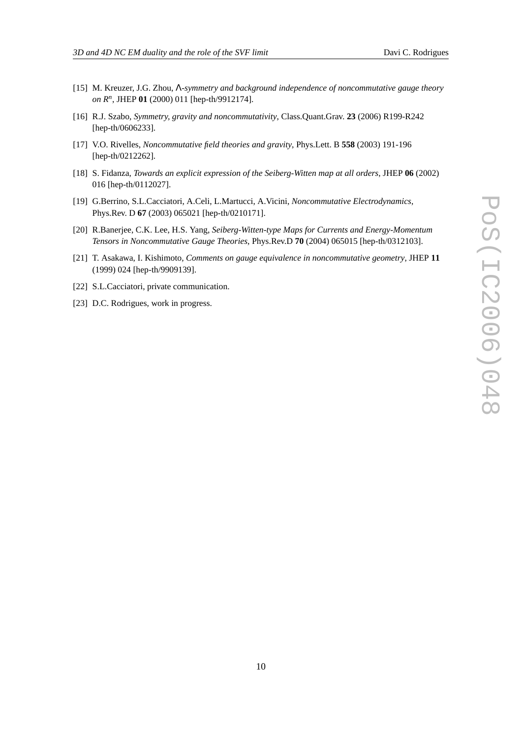[15] M. Kreuzer, J.G. Zhou, *Λ-symmetry and background independence of noncommutative gauge theory on $R^n$*, JHEP **01** (2000) 011 [hep-th/9912174].

[16] R.J. Szabo, *Symmetry, gravity and noncommutativity*, Class.Quant.Grav. **23** (2006) R199-R242 [hep-th/0606233].

[17] V.O. Rivelles, *Noncommutative field theories and gravity*, Phys.Lett. B **558** (2003) 191-196 [hep-th/0212262].

[18] S. Fidanza, *Towards an explicit expression of the Seiberg-Witten map at all orders*, JHEP **06** (2002) 016 [hep-th/0112027].

[19] G.Berrino, S.L.Cacciatori, A.Celi, L.Martucci, A.Vicini, *Noncommutative Electrodynamics*, Phys.Rev. D **67** (2003) 065021 [hep-th/0210171].

[20] R.Banerjee, C.K. Lee, H.S. Yang, *Seiberg-Witten-type Maps for Currents and Energy-Momentum Tensors in Noncommutative Gauge Theories*, Phys.Rev.D **70** (2004) 065015 [hep-th/0312103].

[21] T. Asakawa, I. Kishimoto, *Comments on gauge equivalence in noncommutative geometry*, JHEP **11** (1999) 024 [hep-th/9909139].

[22] S.L.Cacciatori, private communication.

[23] D.C. Rodrigues, work in progress.